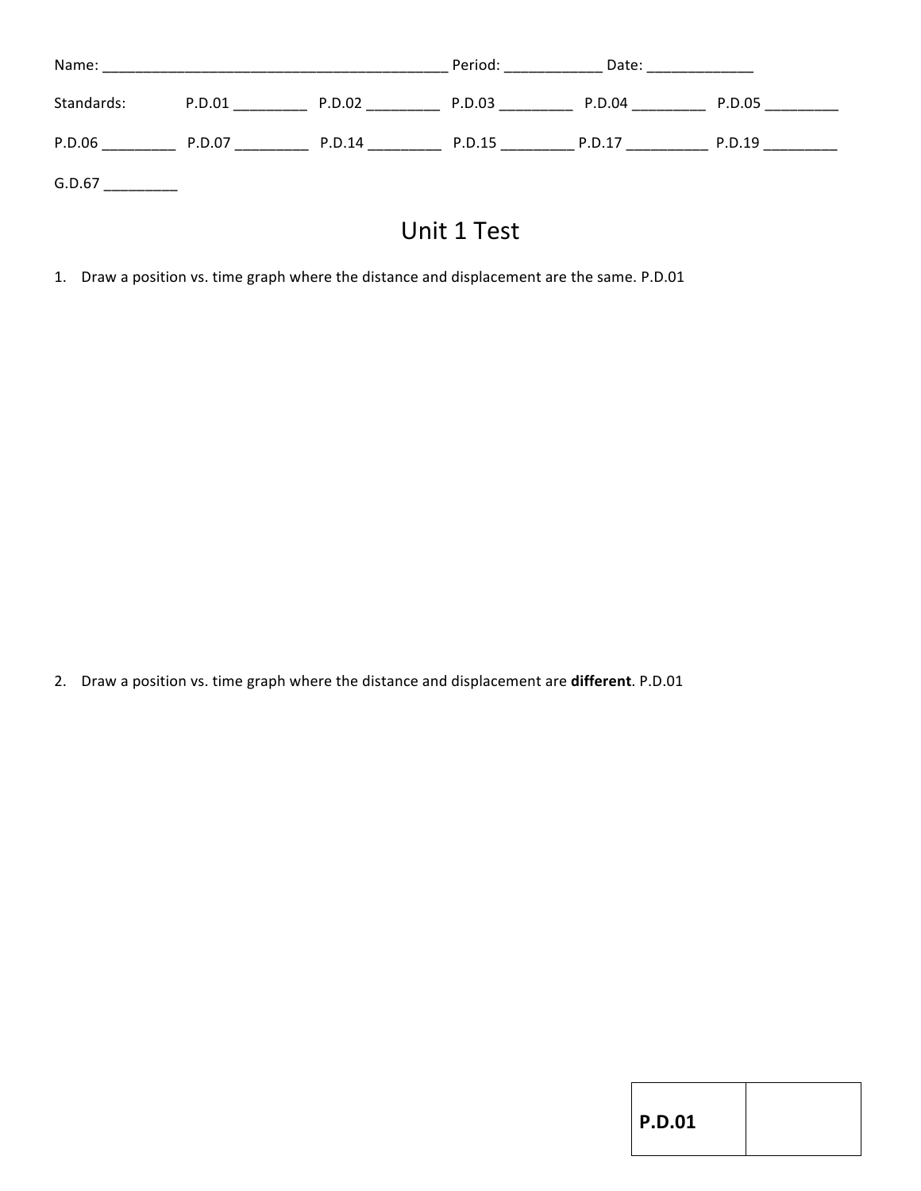Name: ___________________________________________ Period: ____________ Date: _____________

Standards: P.D.01 _________ P.D.02 _________ P.D.03 _________ P.D.04 _________ P.D.05 _________

P.D.06 _________ P.D.07 _________ P.D.14 _________ P.D.15 _________ P.D.17 __________ P.D.19 _________

G.D.67 _________

# Unit 1 Test

1. Draw a position vs. time graph where the distance and displacement are the same. P.D.01

2. Draw a position vs. time graph where the distance and displacement are **different**. P.D.01

| **P.D.01** | |
|---|---|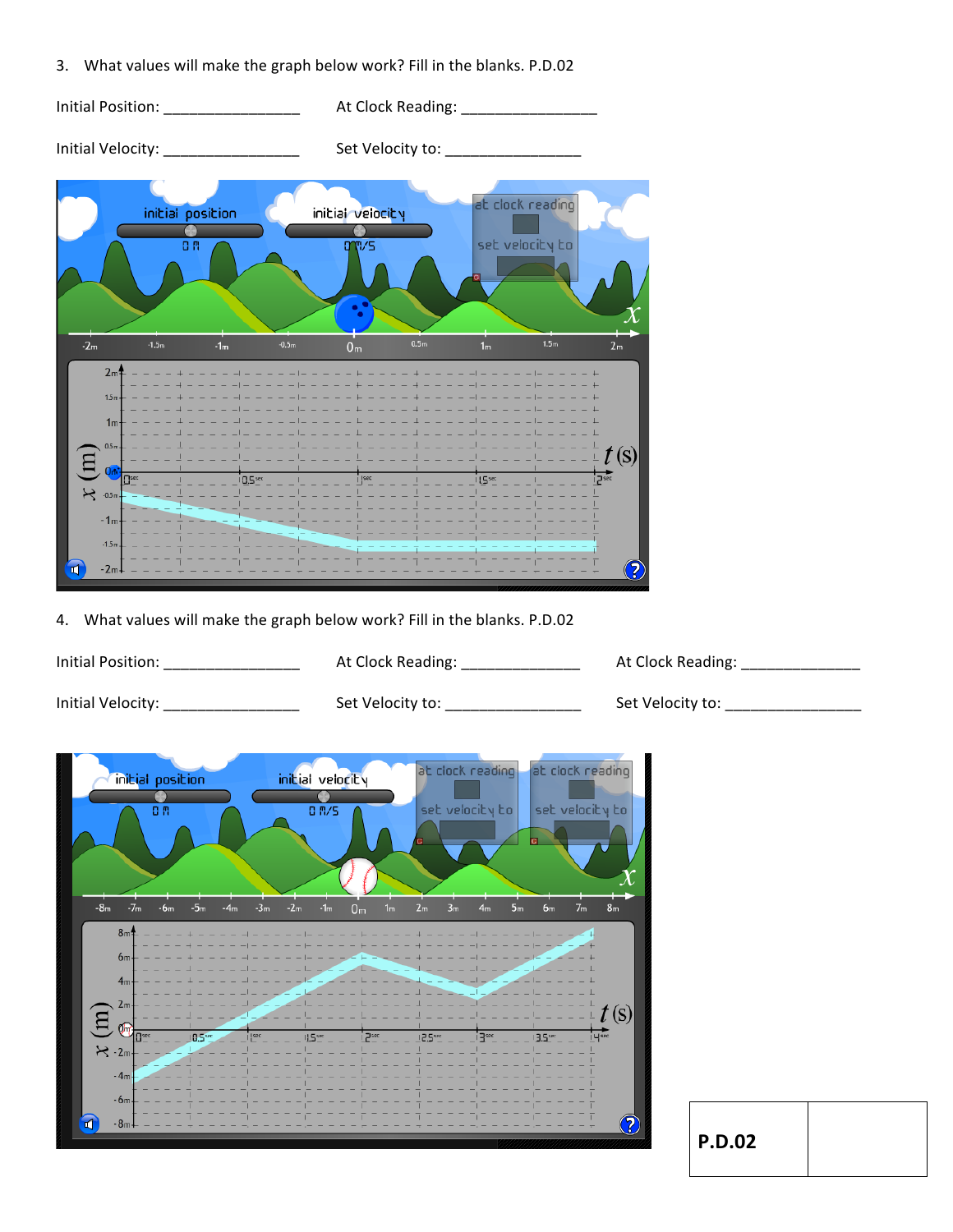3. What values will make the graph below work? Fill in the blanks. P.D.02

Initial Position: ________________ At Clock Reading: ________________

Initial Velocity: ________________ Set Velocity to: ________________

4. What values will make the graph below work? Fill in the blanks. P.D.02

Initial Position: ________________ At Clock Reading: ______________ At Clock Reading: ______________

Initial Velocity: ________________ Set Velocity to: ________________ Set Velocity to: ________________

| **P.D.02** | |
|---|---|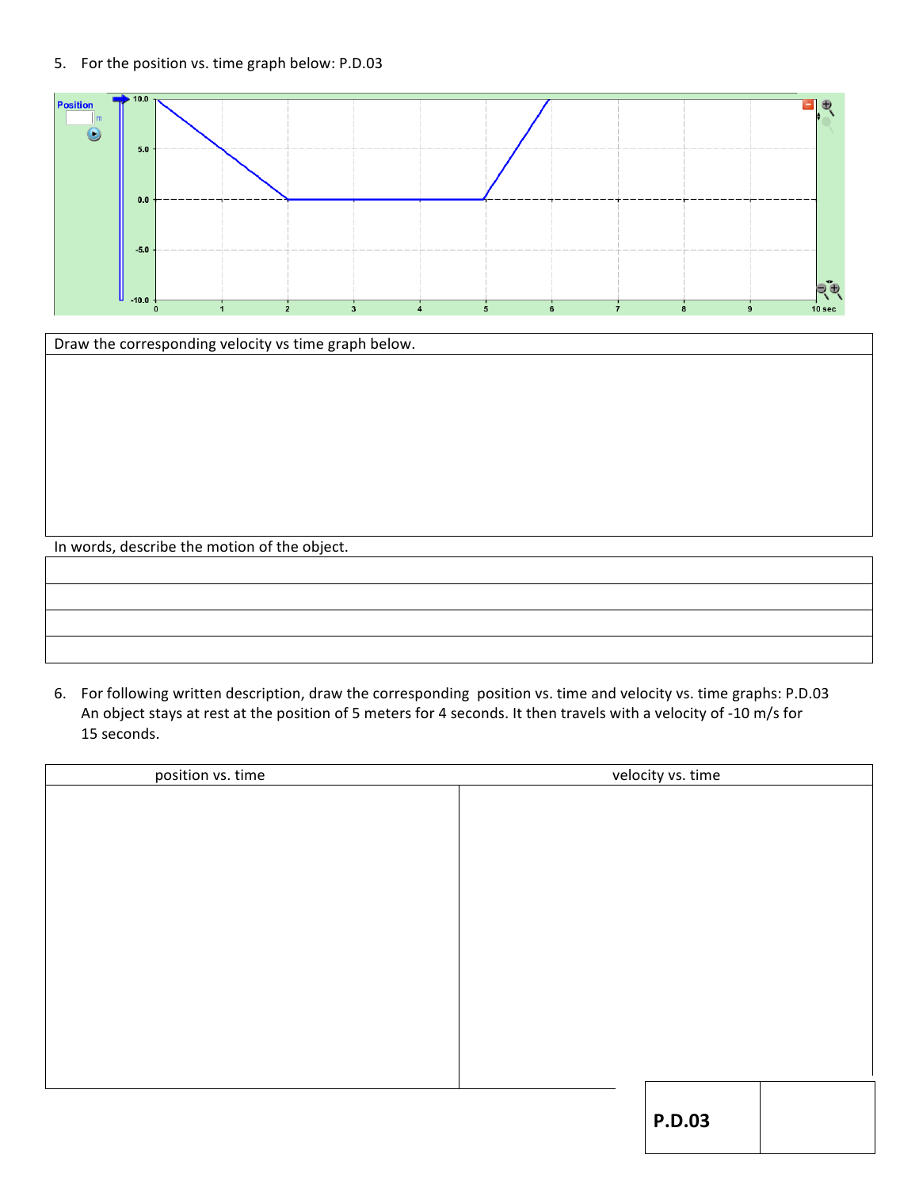5. For the position vs. time graph below: P.D.03

| Draw the corresponding velocity vs time graph below. |
|---|
| |

In words, describe the motion of the object.

| |
|---|
| |
| |
| |

6. For following written description, draw the corresponding position vs. time and velocity vs. time graphs: P.D.03
An object stays at rest at the position of 5 meters for 4 seconds. It then travels with a velocity of -10 m/s for 15 seconds.

| position vs. time | velocity vs. time |
|---|---|
| | |

| **P.D.03** | |
|---|---|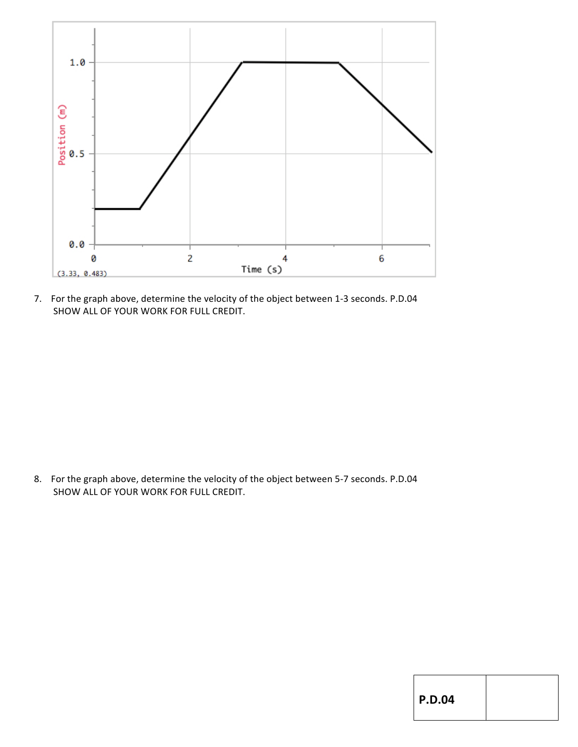7. For the graph above, determine the velocity of the object between 1-3 seconds. P.D.04
   SHOW ALL OF YOUR WORK FOR FULL CREDIT.

8. For the graph above, determine the velocity of the object between 5-7 seconds. P.D.04
   SHOW ALL OF YOUR WORK FOR FULL CREDIT.

| P.D.04 | |
| --- | --- |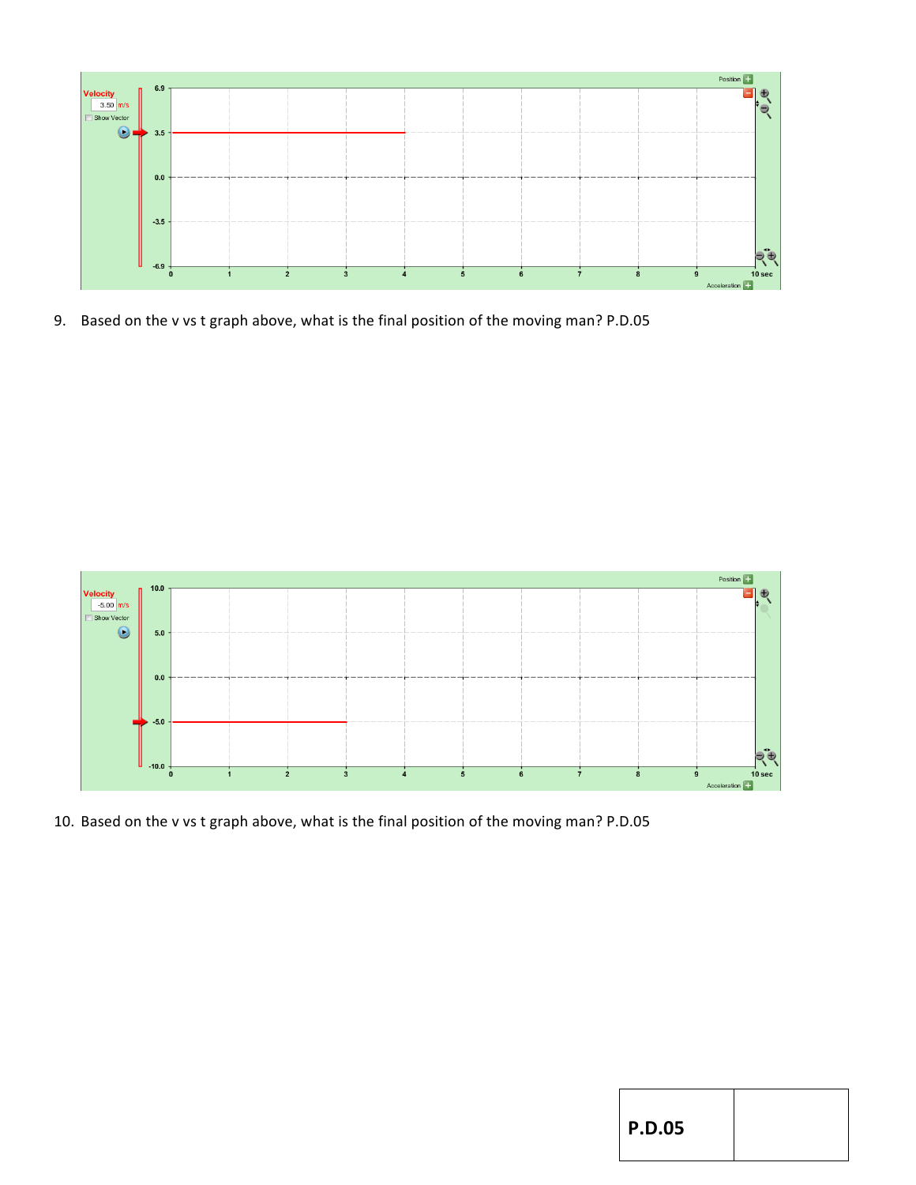9. Based on the v vs t graph above, what is the final position of the moving man? P.D.05

10. Based on the v vs t graph above, what is the final position of the moving man? P.D.05

| **P.D.05** | |
|---|---|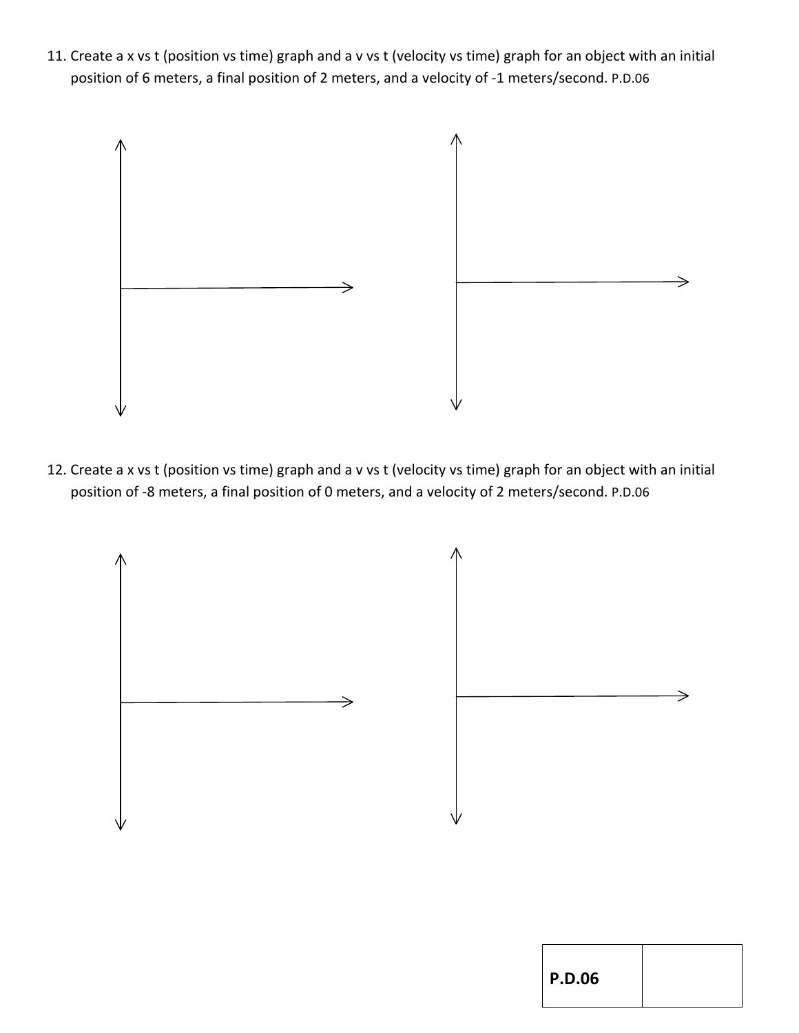11. Create a x vs t (position vs time) graph and a v vs t (velocity vs time) graph for an object with an initial position of 6 meters, a final position of 2 meters, and a velocity of -1 meters/second. P.D.06

12. Create a x vs t (position vs time) graph and a v vs t (velocity vs time) graph for an object with an initial position of -8 meters, a final position of 0 meters, and a velocity of 2 meters/second. P.D.06

| **P.D.06** | |
| --- | --- |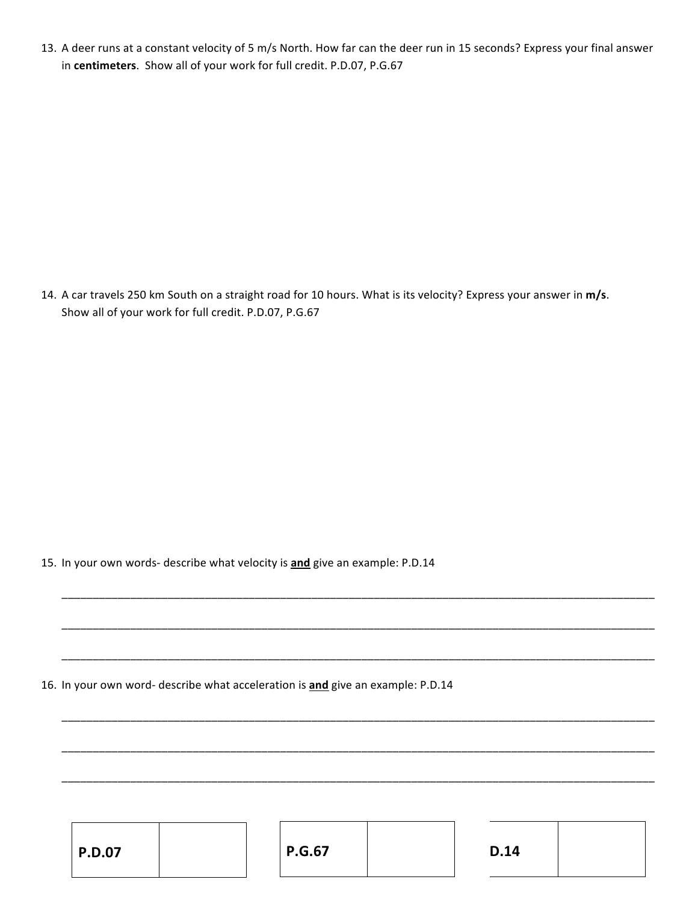13. A deer runs at a constant velocity of 5 m/s North. How far can the deer run in 15 seconds? Express your final answer in **centimeters**. Show all of your work for full credit. P.D.07, P.G.67

14. A car travels 250 km South on a straight road for 10 hours. What is its velocity? Express your answer in **m/s**. Show all of your work for full credit. P.D.07, P.G.67

15. In your own words- describe what velocity is **and** give an example: P.D.14

_______________________________________________________________________________

_______________________________________________________________________________

_______________________________________________________________________________

16. In your own word- describe what acceleration is **and** give an example: P.D.14

_______________________________________________________________________________

_______________________________________________________________________________

_______________________________________________________________________________

| **P.D.07** | |
| --- | --- |

| **P.G.67** | |
| --- | --- |

| **D.14** | |
| --- | --- |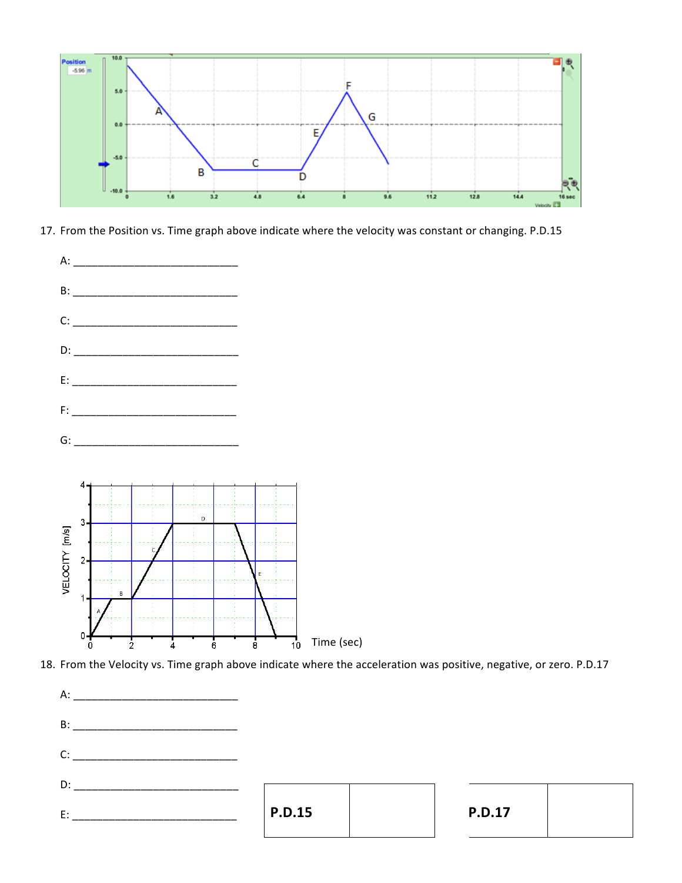17. From the Position vs. Time graph above indicate where the velocity was constant or changing. P.D.15

A: ______________________________

B: ______________________________

C: ______________________________

D: ______________________________

E: ______________________________

F: ______________________________

G: ______________________________

18. From the Velocity vs. Time graph above indicate where the acceleration was positive, negative, or zero. P.D.17

A: ______________________________

B: ______________________________

C: ______________________________

D: ______________________________

E: ______________________________

| P.D.15 | |
|---|---|

| P.D.17 | |
|---|---|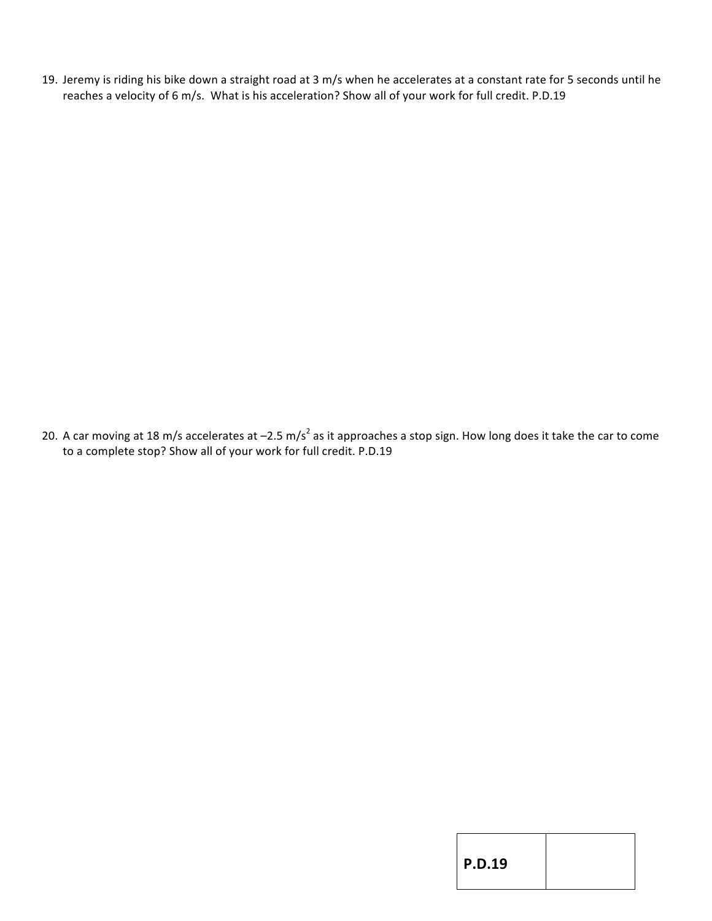19. Jeremy is riding his bike down a straight road at 3 m/s when he accelerates at a constant rate for 5 seconds until he reaches a velocity of 6 m/s. What is his acceleration? Show all of your work for full credit. P.D.19

20. A car moving at 18 m/s accelerates at –2.5 m/s$^2$ as it approaches a stop sign. How long does it take the car to come to a complete stop? Show all of your work for full credit. P.D.19

| | |
|---|---|
| **P.D.19** | |